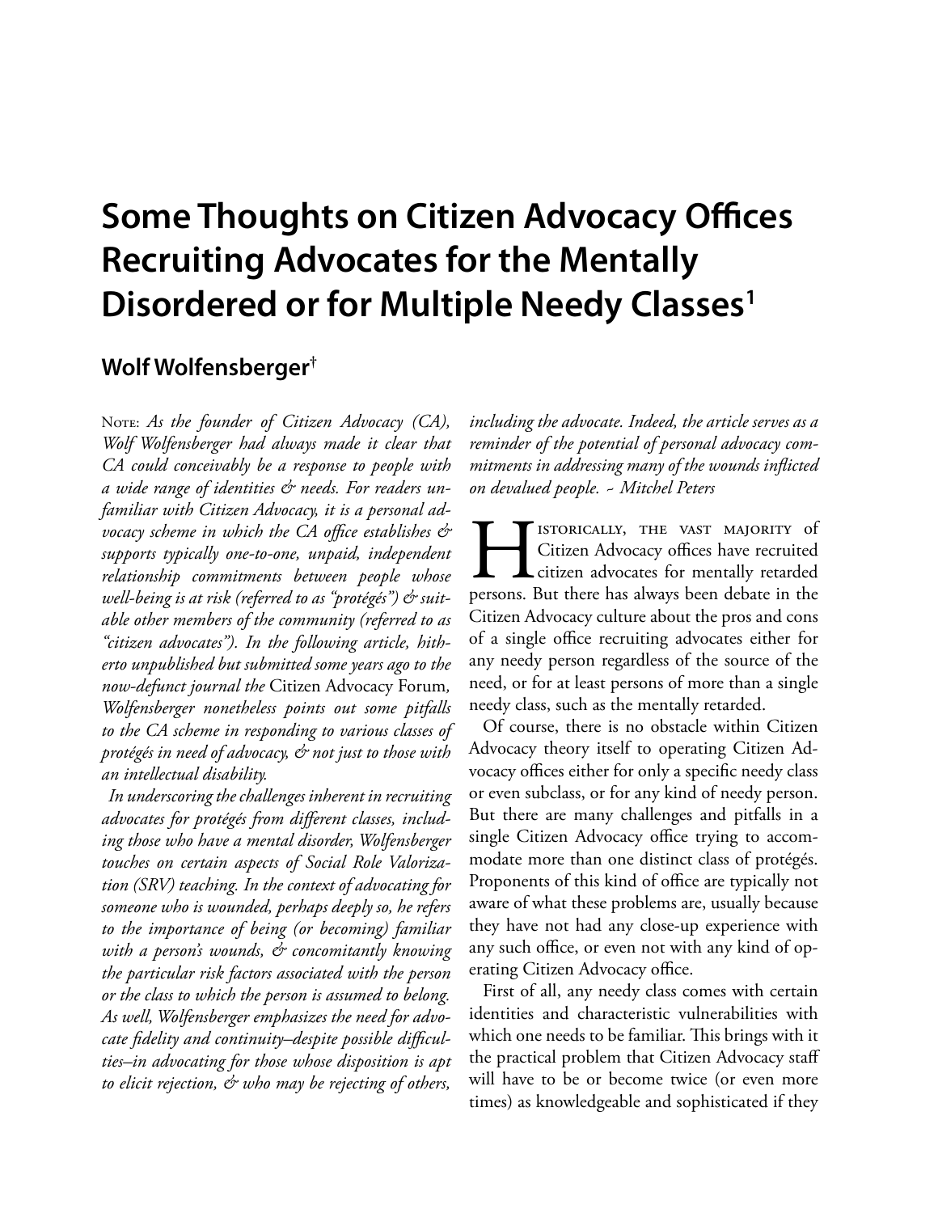# Some Thoughts on Citizen Advocacy Offices Recruiting Advocates for the Mentally Disordered or for Multiple Needy Classes[1]

## Wolf Wolfensberger[†]

Note: *As the founder of Citizen Advocacy (CA), Wolf Wolfensberger had always made it clear that CA could conceivably be a response to people with a wide range of identities & needs. For readers unfamiliar with Citizen Advocacy, it is a personal advocacy scheme in which the CA office establishes & supports typically one-to-one, unpaid, independent relationship commitments between people whose well-being is at risk (referred to as "protégés") & suitable other members of the community (referred to as "citizen advocates"). In the following article, hitherto unpublished but submitted some years ago to the now-defunct journal the* Citizen Advocacy Forum*, Wolfensberger nonetheless points out some pitfalls to the CA scheme in responding to various classes of protégés in need of advocacy, & not just to those with an intellectual disability.*

*In underscoring the challenges inherent in recruiting advocates for protégés from different classes, including those who have a mental disorder, Wolfensberger touches on certain aspects of Social Role Valorization (SRV) teaching. In the context of advocating for someone who is wounded, perhaps deeply so, he refers to the importance of being (or becoming) familiar with a person's wounds, & concomitantly knowing the particular risk factors associated with the person or the class to which the person is assumed to belong. As well, Wolfensberger emphasizes the need for advocate fidelity and continuity–despite possible difficulties–in advocating for those whose disposition is apt to elicit rejection, & who may be rejecting of others, including the advocate. Indeed, the article serves as a reminder of the potential of personal advocacy commitments in addressing many of the wounds inflicted on devalued people. ~ Mitchel Peters*

Historically, the vast majority of Citizen Advocacy offices have recruited citizen advocates for mentally retarded persons. But there has always been debate in the Citizen Advocacy culture about the pros and cons of a single office recruiting advocates either for any needy person regardless of the source of the need, or for at least persons of more than a single needy class, such as the mentally retarded.

Of course, there is no obstacle within Citizen Advocacy theory itself to operating Citizen Advocacy offices either for only a specific needy class or even subclass, or for any kind of needy person. But there are many challenges and pitfalls in a single Citizen Advocacy office trying to accommodate more than one distinct class of protégés. Proponents of this kind of office are typically not aware of what these problems are, usually because they have not had any close-up experience with any such office, or even not with any kind of operating Citizen Advocacy office.

First of all, any needy class comes with certain identities and characteristic vulnerabilities with which one needs to be familiar. This brings with it the practical problem that Citizen Advocacy staff will have to be or become twice (or even more times) as knowledgeable and sophisticated if they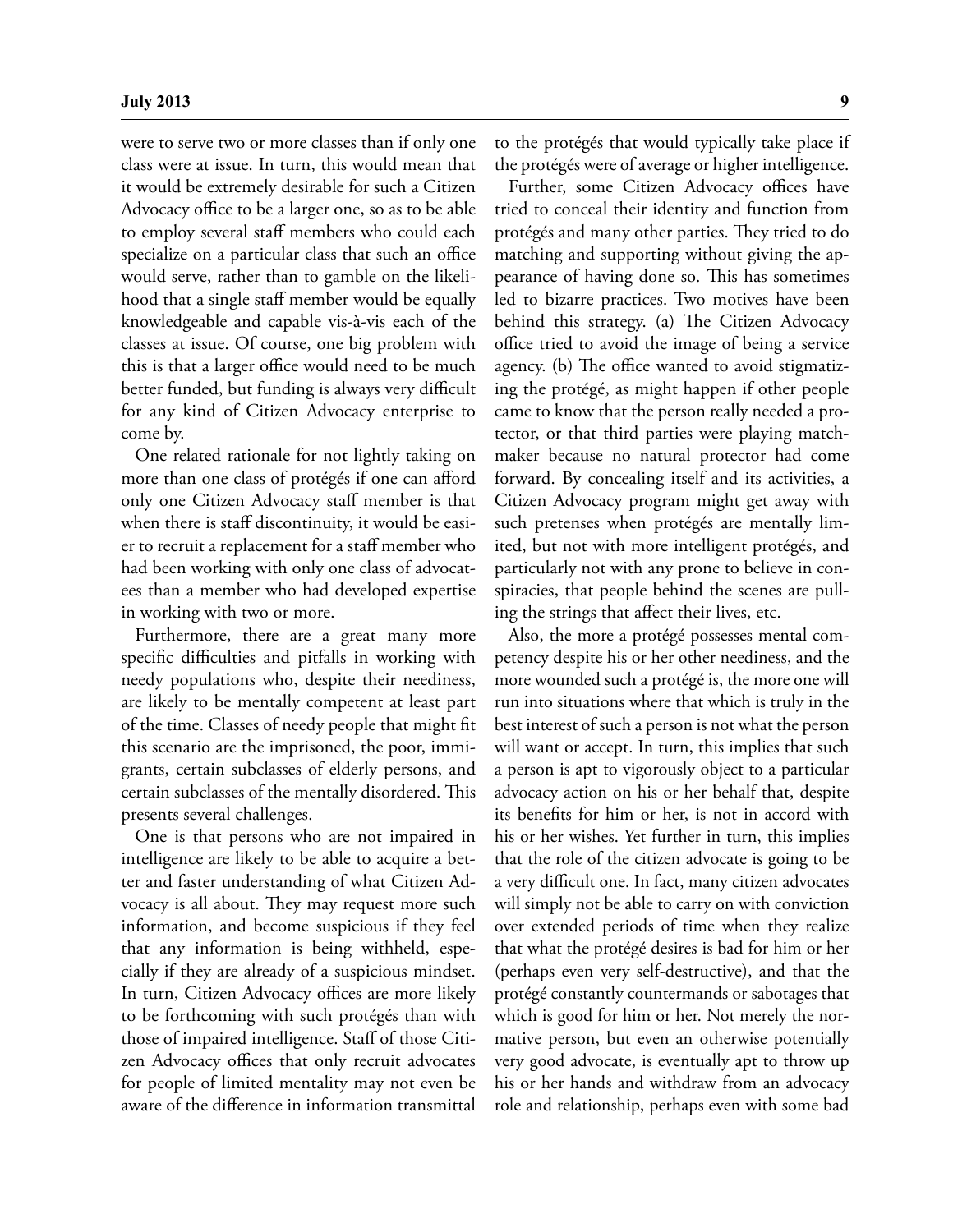were to serve two or more classes than if only one class were at issue. In turn, this would mean that it would be extremely desirable for such a Citizen Advocacy office to be a larger one, so as to be able to employ several staff members who could each specialize on a particular class that such an office would serve, rather than to gamble on the likelihood that a single staff member would be equally knowledgeable and capable vis-à-vis each of the classes at issue. Of course, one big problem with this is that a larger office would need to be much better funded, but funding is always very difficult for any kind of Citizen Advocacy enterprise to come by.

One related rationale for not lightly taking on more than one class of protégés if one can afford only one Citizen Advocacy staff member is that when there is staff discontinuity, it would be easier to recruit a replacement for a staff member who had been working with only one class of advocatees than a member who had developed expertise in working with two or more.

Furthermore, there are a great many more specific difficulties and pitfalls in working with needy populations who, despite their neediness, are likely to be mentally competent at least part of the time. Classes of needy people that might fit this scenario are the imprisoned, the poor, immigrants, certain subclasses of elderly persons, and certain subclasses of the mentally disordered. This presents several challenges.

One is that persons who are not impaired in intelligence are likely to be able to acquire a better and faster understanding of what Citizen Advocacy is all about. They may request more such information, and become suspicious if they feel that any information is being withheld, especially if they are already of a suspicious mindset. In turn, Citizen Advocacy offices are more likely to be forthcoming with such protégés than with those of impaired intelligence. Staff of those Citizen Advocacy offices that only recruit advocates for people of limited mentality may not even be aware of the difference in information transmittal to the protégés that would typically take place if the protégés were of average or higher intelligence.

Further, some Citizen Advocacy offices have tried to conceal their identity and function from protégés and many other parties. They tried to do matching and supporting without giving the appearance of having done so. This has sometimes led to bizarre practices. Two motives have been behind this strategy. (a) The Citizen Advocacy office tried to avoid the image of being a service agency. (b) The office wanted to avoid stigmatizing the protégé, as might happen if other people came to know that the person really needed a protector, or that third parties were playing matchmaker because no natural protector had come forward. By concealing itself and its activities, a Citizen Advocacy program might get away with such pretenses when protégés are mentally limited, but not with more intelligent protégés, and particularly not with any prone to believe in conspiracies, that people behind the scenes are pulling the strings that affect their lives, etc.

Also, the more a protégé possesses mental competency despite his or her other neediness, and the more wounded such a protégé is, the more one will run into situations where that which is truly in the best interest of such a person is not what the person will want or accept. In turn, this implies that such a person is apt to vigorously object to a particular advocacy action on his or her behalf that, despite its benefits for him or her, is not in accord with his or her wishes. Yet further in turn, this implies that the role of the citizen advocate is going to be a very difficult one. In fact, many citizen advocates will simply not be able to carry on with conviction over extended periods of time when they realize that what the protégé desires is bad for him or her (perhaps even very self-destructive), and that the protégé constantly countermands or sabotages that which is good for him or her. Not merely the normative person, but even an otherwise potentially very good advocate, is eventually apt to throw up his or her hands and withdraw from an advocacy role and relationship, perhaps even with some bad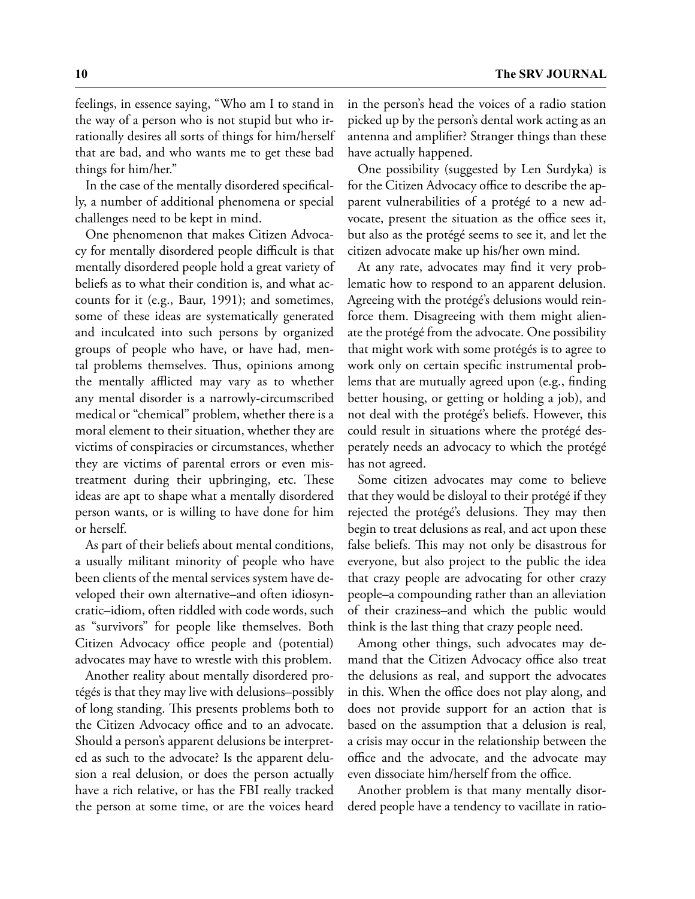feelings, in essence saying, "Who am I to stand in the way of a person who is not stupid but who irrationally desires all sorts of things for him/herself that are bad, and who wants me to get these bad things for him/her."

In the case of the mentally disordered specifically, a number of additional phenomena or special challenges need to be kept in mind.

One phenomenon that makes Citizen Advocacy for mentally disordered people difficult is that mentally disordered people hold a great variety of beliefs as to what their condition is, and what accounts for it (e.g., Baur, 1991); and sometimes, some of these ideas are systematically generated and inculcated into such persons by organized groups of people who have, or have had, mental problems themselves. Thus, opinions among the mentally afflicted may vary as to whether any mental disorder is a narrowly-circumscribed medical or "chemical" problem, whether there is a moral element to their situation, whether they are victims of conspiracies or circumstances, whether they are victims of parental errors or even mistreatment during their upbringing, etc. These ideas are apt to shape what a mentally disordered person wants, or is willing to have done for him or herself.

As part of their beliefs about mental conditions, a usually militant minority of people who have been clients of the mental services system have developed their own alternative–and often idiosyncratic–idiom, often riddled with code words, such as "survivors" for people like themselves. Both Citizen Advocacy office people and (potential) advocates may have to wrestle with this problem.

Another reality about mentally disordered protégés is that they may live with delusions–possibly of long standing. This presents problems both to the Citizen Advocacy office and to an advocate. Should a person's apparent delusions be interpreted as such to the advocate? Is the apparent delusion a real delusion, or does the person actually have a rich relative, or has the FBI really tracked the person at some time, or are the voices heard in the person's head the voices of a radio station picked up by the person's dental work acting as an antenna and amplifier? Stranger things than these have actually happened.

One possibility (suggested by Len Surdyka) is for the Citizen Advocacy office to describe the apparent vulnerabilities of a protégé to a new advocate, present the situation as the office sees it, but also as the protégé seems to see it, and let the citizen advocate make up his/her own mind.

At any rate, advocates may find it very problematic how to respond to an apparent delusion. Agreeing with the protégé's delusions would reinforce them. Disagreeing with them might alienate the protégé from the advocate. One possibility that might work with some protégés is to agree to work only on certain specific instrumental problems that are mutually agreed upon (e.g., finding better housing, or getting or holding a job), and not deal with the protégé's beliefs. However, this could result in situations where the protégé desperately needs an advocacy to which the protégé has not agreed.

Some citizen advocates may come to believe that they would be disloyal to their protégé if they rejected the protégé's delusions. They may then begin to treat delusions as real, and act upon these false beliefs. This may not only be disastrous for everyone, but also project to the public the idea that crazy people are advocating for other crazy people–a compounding rather than an alleviation of their craziness–and which the public would think is the last thing that crazy people need.

Among other things, such advocates may demand that the Citizen Advocacy office also treat the delusions as real, and support the advocates in this. When the office does not play along, and does not provide support for an action that is based on the assumption that a delusion is real, a crisis may occur in the relationship between the office and the advocate, and the advocate may even dissociate him/herself from the office.

Another problem is that many mentally disordered people have a tendency to vacillate in ratio-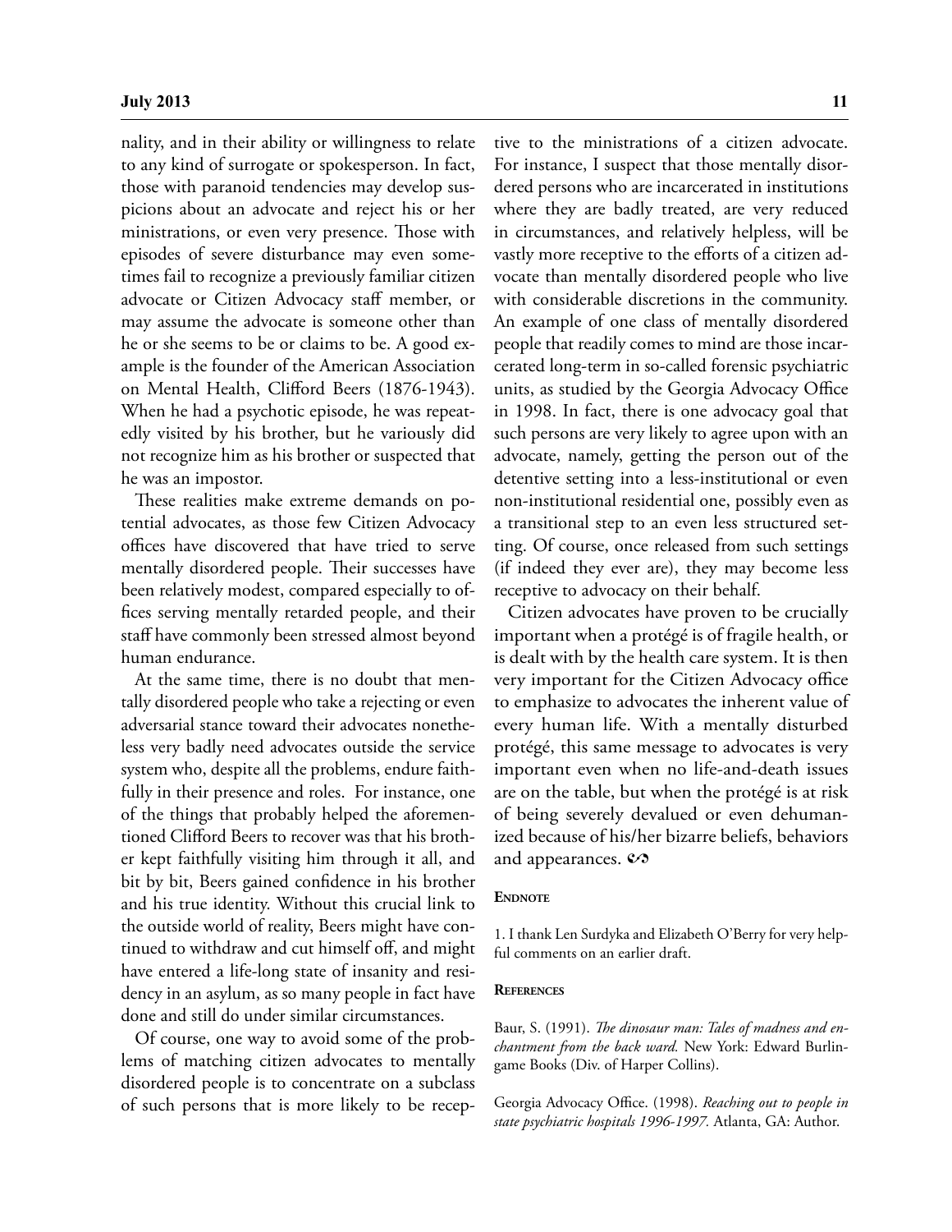nality, and in their ability or willingness to relate to any kind of surrogate or spokesperson. In fact, those with paranoid tendencies may develop suspicions about an advocate and reject his or her ministrations, or even very presence. Those with episodes of severe disturbance may even sometimes fail to recognize a previously familiar citizen advocate or Citizen Advocacy staff member, or may assume the advocate is someone other than he or she seems to be or claims to be. A good example is the founder of the American Association on Mental Health, Clifford Beers (1876-1943). When he had a psychotic episode, he was repeatedly visited by his brother, but he variously did not recognize him as his brother or suspected that he was an impostor.

These realities make extreme demands on potential advocates, as those few Citizen Advocacy offices have discovered that have tried to serve mentally disordered people. Their successes have been relatively modest, compared especially to offices serving mentally retarded people, and their staff have commonly been stressed almost beyond human endurance.

At the same time, there is no doubt that mentally disordered people who take a rejecting or even adversarial stance toward their advocates nonetheless very badly need advocates outside the service system who, despite all the problems, endure faithfully in their presence and roles. For instance, one of the things that probably helped the aforementioned Clifford Beers to recover was that his brother kept faithfully visiting him through it all, and bit by bit, Beers gained confidence in his brother and his true identity. Without this crucial link to the outside world of reality, Beers might have continued to withdraw and cut himself off, and might have entered a life-long state of insanity and residency in an asylum, as so many people in fact have done and still do under similar circumstances.

Of course, one way to avoid some of the problems of matching citizen advocates to mentally disordered people is to concentrate on a subclass of such persons that is more likely to be receptive to the ministrations of a citizen advocate. For instance, I suspect that those mentally disordered persons who are incarcerated in institutions where they are badly treated, are very reduced in circumstances, and relatively helpless, will be vastly more receptive to the efforts of a citizen advocate than mentally disordered people who live with considerable discretions in the community. An example of one class of mentally disordered people that readily comes to mind are those incarcerated long-term in so-called forensic psychiatric units, as studied by the Georgia Advocacy Office in 1998. In fact, there is one advocacy goal that such persons are very likely to agree upon with an advocate, namely, getting the person out of the detentive setting into a less-institutional or even non-institutional residential one, possibly even as a transitional step to an even less structured setting. Of course, once released from such settings (if indeed they ever are), they may become less receptive to advocacy on their behalf.

Citizen advocates have proven to be crucially important when a protégé is of fragile health, or is dealt with by the health care system. It is then very important for the Citizen Advocacy office to emphasize to advocates the inherent value of every human life. With a mentally disturbed protégé, this same message to advocates is very important even when no life-and-death issues are on the table, but when the protégé is at risk of being severely devalued or even dehumanized because of his/her bizarre beliefs, behaviors and appearances. ☙

#### Endnote

1. I thank Len Surdyka and Elizabeth O'Berry for very helpful comments on an earlier draft.

#### References

Baur, S. (1991). *The dinosaur man: Tales of madness and enchantment from the back ward.* New York: Edward Burlingame Books (Div. of Harper Collins).

Georgia Advocacy Office. (1998). *Reaching out to people in state psychiatric hospitals 1996-1997.* Atlanta, GA: Author.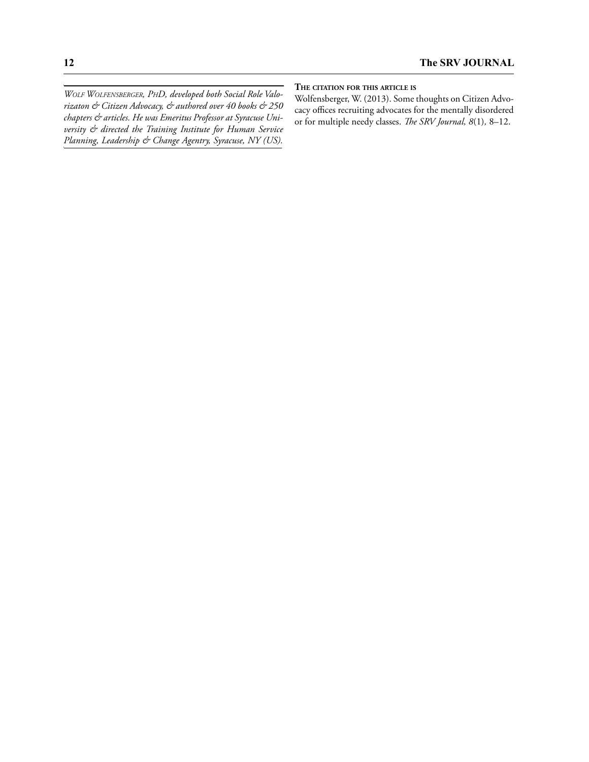*Wolf Wolfensberger, PhD, developed both Social Role Valorizaton & Citizen Advocacy, & authored over 40 books & 250 chapters & articles. He was Emeritus Professor at Syracuse University & directed the Training Institute for Human Service Planning, Leadership & Change Agentry, Syracuse, NY (US).*

**The citation for this article is**

Wolfensberger, W. (2013). Some thoughts on Citizen Advocacy offices recruiting advocates for the mentally disordered or for multiple needy classes. *The SRV Journal, 8*(1), 8–12.